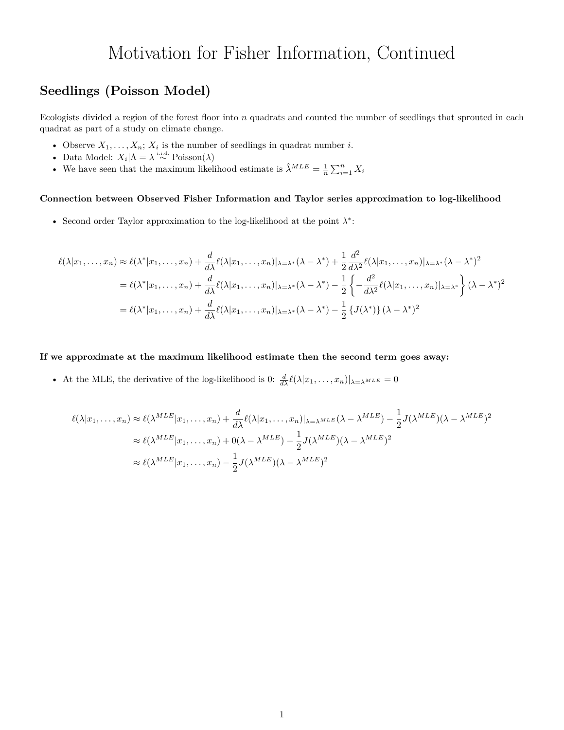# Motivation for Fisher Information, Continued

## Seedlings (Poisson Model)

Ecologists divided a region of the forest floor into $n$ quadrats and counted the number of seedlings that sprouted in each quadrat as part of a study on climate change.

- Observe $X_1, \ldots, X_n$; $X_i$ is the number of seedlings in quadrat number $i$.
- Data Model: $X_i | \Lambda = \lambda \overset{\text{i.i.d.}}{\sim} \text{Poisson}(\lambda)$
- We have seen that the maximum likelihood estimate is $\hat{\lambda}^{MLE} = \frac{1}{n}\sum_{i=1}^n X_i$

#### Connection between Observed Fisher Information and Taylor series approximation to log-likelihood

- Second order Taylor approximation to the log-likelihood at the point $\lambda^*$:

$$
\begin{aligned}
\ell(\lambda | x_1, \ldots, x_n) &\approx \ell(\lambda^* | x_1, \ldots, x_n) + \frac{d}{d\lambda}\ell(\lambda | x_1, \ldots, x_n)|_{\lambda = \lambda^*}(\lambda - \lambda^*) + \frac{1}{2}\frac{d^2}{d\lambda^2}\ell(\lambda | x_1, \ldots, x_n)|_{\lambda = \lambda^*}(\lambda - \lambda^*)^2 \\
&= \ell(\lambda^* | x_1, \ldots, x_n) + \frac{d}{d\lambda}\ell(\lambda | x_1, \ldots, x_n)|_{\lambda = \lambda^*}(\lambda - \lambda^*) - \frac{1}{2}\left\{-\frac{d^2}{d\lambda^2}\ell(\lambda | x_1, \ldots, x_n)|_{\lambda = \lambda^*}\right\}(\lambda - \lambda^*)^2 \\
&= \ell(\lambda^* | x_1, \ldots, x_n) + \frac{d}{d\lambda}\ell(\lambda | x_1, \ldots, x_n)|_{\lambda = \lambda^*}(\lambda - \lambda^*) - \frac{1}{2}\left\{J(\lambda^*)\right\}(\lambda - \lambda^*)^2
\end{aligned}
$$

#### If we approximate at the maximum likelihood estimate then the second term goes away:

- At the MLE, the derivative of the log-likelihood is 0: $\frac{d}{d\lambda}\ell(\lambda | x_1, \ldots, x_n)|_{\lambda = \lambda^{MLE}} = 0$

$$
\begin{aligned}
\ell(\lambda | x_1, \ldots, x_n) &\approx \ell(\lambda^{MLE} | x_1, \ldots, x_n) + \frac{d}{d\lambda}\ell(\lambda | x_1, \ldots, x_n)|_{\lambda = \lambda^{MLE}}(\lambda - \lambda^{MLE}) - \frac{1}{2}J(\lambda^{MLE})(\lambda - \lambda^{MLE})^2 \\
&\approx \ell(\lambda^{MLE} | x_1, \ldots, x_n) + 0(\lambda - \lambda^{MLE}) - \frac{1}{2}J(\lambda^{MLE})(\lambda - \lambda^{MLE})^2 \\
&\approx \ell(\lambda^{MLE} | x_1, \ldots, x_n) - \frac{1}{2}J(\lambda^{MLE})(\lambda - \lambda^{MLE})^2
\end{aligned}
$$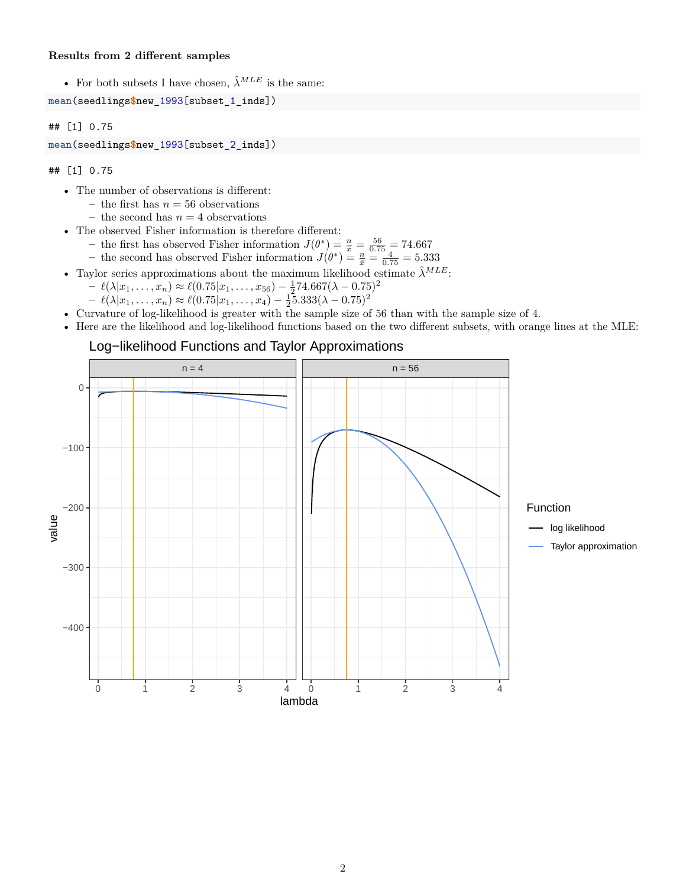**Results from 2 different samples**

- For both subsets I have chosen, $\hat{\lambda}^{MLE}$ is the same:

```
mean(seedlings$new_1993[subset_1_inds])
```

```
## [1] 0.75
```

```
mean(seedlings$new_1993[subset_2_inds])
```

```
## [1] 0.75
```

- The number of observations is different:
  - the first has $n = 56$ observations
  - the second has $n = 4$ observations
- The observed Fisher information is therefore different:
  - the first has observed Fisher information $J(\theta^*) = \frac{n}{x} = \frac{56}{0.75} = 74.667$
  - the second has observed Fisher information $J(\theta^*) = \frac{n}{x} = \frac{4}{0.75} = 5.333$
- Taylor series approximations about the maximum likelihood estimate $\hat{\lambda}^{MLE}$:
  - $\ell(\lambda|x_1, \ldots, x_n) \approx \ell(0.75|x_1, \ldots, x_{56}) - \frac{1}{2}74.667(\lambda - 0.75)^2$
  - $\ell(\lambda|x_1, \ldots, x_n) \approx \ell(0.75|x_1, \ldots, x_4) - \frac{1}{2}5.333(\lambda - 0.75)^2$
- Curvature of log-likelihood is greater with the sample size of 56 than with the sample size of 4.
- Here are the likelihood and log-likelihood functions based on the two different subsets, with orange lines at the MLE:

Log−likelihood Functions and Taylor Approximations

n = 4

n = 56

value

0

−100

−200

−300

−400

lambda

0 1 2 3 4

Function

log likelihood

Taylor approximation